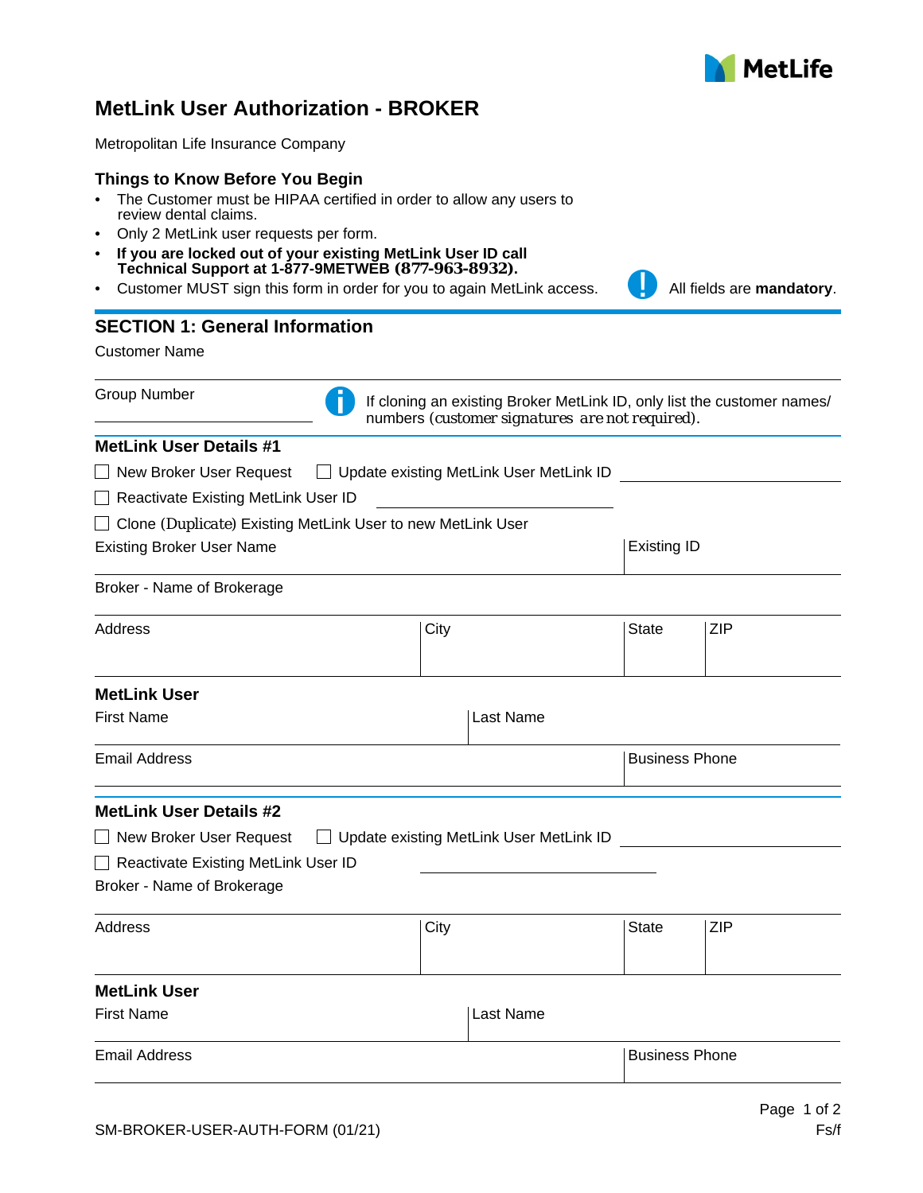MetLife

# MetLink User Authorization - BROKER

Metropolitan Life Insurance Company

### Things to Know Before You Begin

- The Customer must be HIPAA certified in order to allow any users to review dental claims.
- Only 2 MetLink user requests per form.
- **If you are locked out of your existing MetLink User ID call Technical Support at 1-877-9METWEB (877-963-8932).**
- Customer MUST sign this form in order for you to again MetLink access.

All fields are **mandatory**.

## SECTION 1: General Information

Customer Name

Group Number

If cloning an existing Broker MetLink ID, only list the customer names/ numbers (customer signatures are not required).

### MetLink User Details #1

☐ New Broker User Request ☐ Update existing MetLink User MetLink ID ____________________

☐ Reactivate Existing MetLink User ID ____________________

☐ Clone (Duplicate) Existing MetLink User to new MetLink User

| Existing Broker User Name | Existing ID |
|---|---|
| | |

Broker - Name of Brokerage

| Address | City | State | ZIP |
|---|---|---|---|
| | | | |

### MetLink User

| First Name | Last Name |
|---|---|
| | |

| Email Address | Business Phone |
|---|---|
| | |

### MetLink User Details #2

☐ New Broker User Request ☐ Update existing MetLink User MetLink ID ____________________

☐ Reactivate Existing MetLink User ID ____________________

Broker - Name of Brokerage

| Address | City | State | ZIP |
|---|---|---|---|
| | | | |

### MetLink User

| First Name | Last Name |
|---|---|
| | |

| Email Address | Business Phone |
|---|---|
| | |

SM-BROKER-USER-AUTH-FORM (01/21)

Fs/f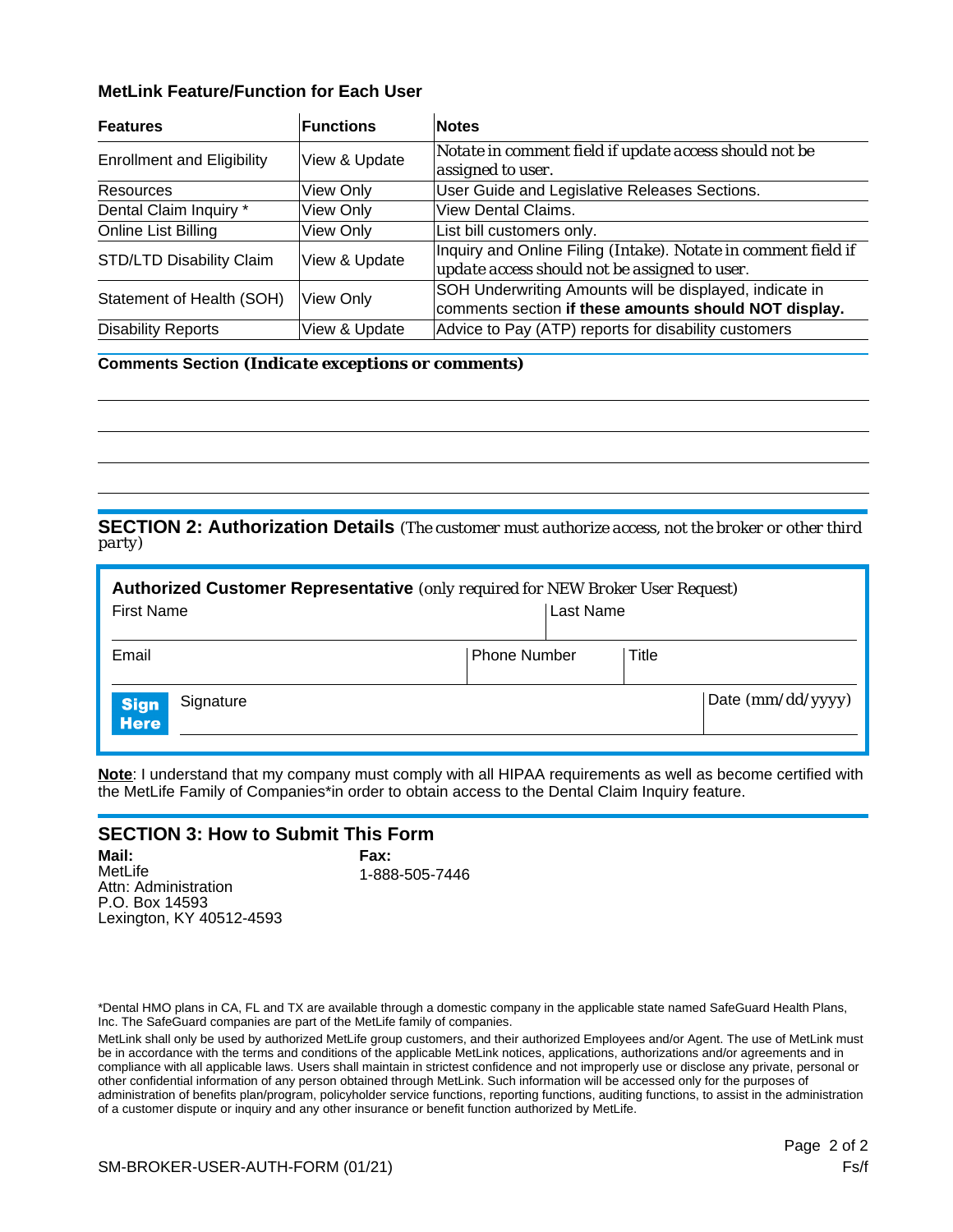### MetLink Feature/Function for Each User

| Features | Functions | Notes |
| --- | --- | --- |
| Enrollment and Eligibility | View & Update | *Notate in comment field if update access should not be assigned to user.* |
| Resources | View Only | User Guide and Legislative Releases Sections. |
| Dental Claim Inquiry * | View Only | View Dental Claims. |
| Online List Billing | View Only | List bill customers only. |
| STD/LTD Disability Claim | View & Update | Inquiry and Online Filing *(Intake). Notate in comment field if update access should not be assigned to user.* |
| Statement of Health (SOH) | View Only | SOH Underwriting Amounts will be displayed, indicate in comments section **if these amounts should NOT display.** |
| Disability Reports | View & Update | Advice to Pay (ATP) reports for disability customers |

**Comments Section *(Indicate exceptions or comments)***

______________________________________________

______________________________________________

______________________________________________

______________________________________________

## SECTION 2: Authorization Details *(The customer must authorize access, not the broker or other third party)*

**Authorized Customer Representative** *(only required for NEW Broker User Request)*

| First Name | Last Name |
| --- | --- |
| | |

| Email | Phone Number | Title |
| --- | --- | --- |
| | | |

| Sign Here | Signature | Date (mm/dd/yyyy) |
| --- | --- | --- |
| | | |

**Note**: I understand that my company must comply with all HIPAA requirements as well as become certified with the MetLife Family of Companies*in order to obtain access to the Dental Claim Inquiry feature.

## SECTION 3: How to Submit This Form

**Mail:**
MetLife
Attn: Administration
P.O. Box 14593
Lexington, KY 40512-4593

**Fax:**
1-888-505-7446

*Dental HMO plans in CA, FL and TX are available through a domestic company in the applicable state named SafeGuard Health Plans, Inc. The SafeGuard companies are part of the MetLife family of companies.

MetLink shall only be used by authorized MetLife group customers, and their authorized Employees and/or Agent. The use of MetLink must be in accordance with the terms and conditions of the applicable MetLink notices, applications, authorizations and/or agreements and in compliance with all applicable laws. Users shall maintain in strictest confidence and not improperly use or disclose any private, personal or other confidential information of any person obtained through MetLink. Such information will be accessed only for the purposes of administration of benefits plan/program, policyholder service functions, reporting functions, auditing functions, to assist in the administration of a customer dispute or inquiry and any other insurance or benefit function authorized by MetLife.

SM-BROKER-USER-AUTH-FORM (01/21)

Fs/f